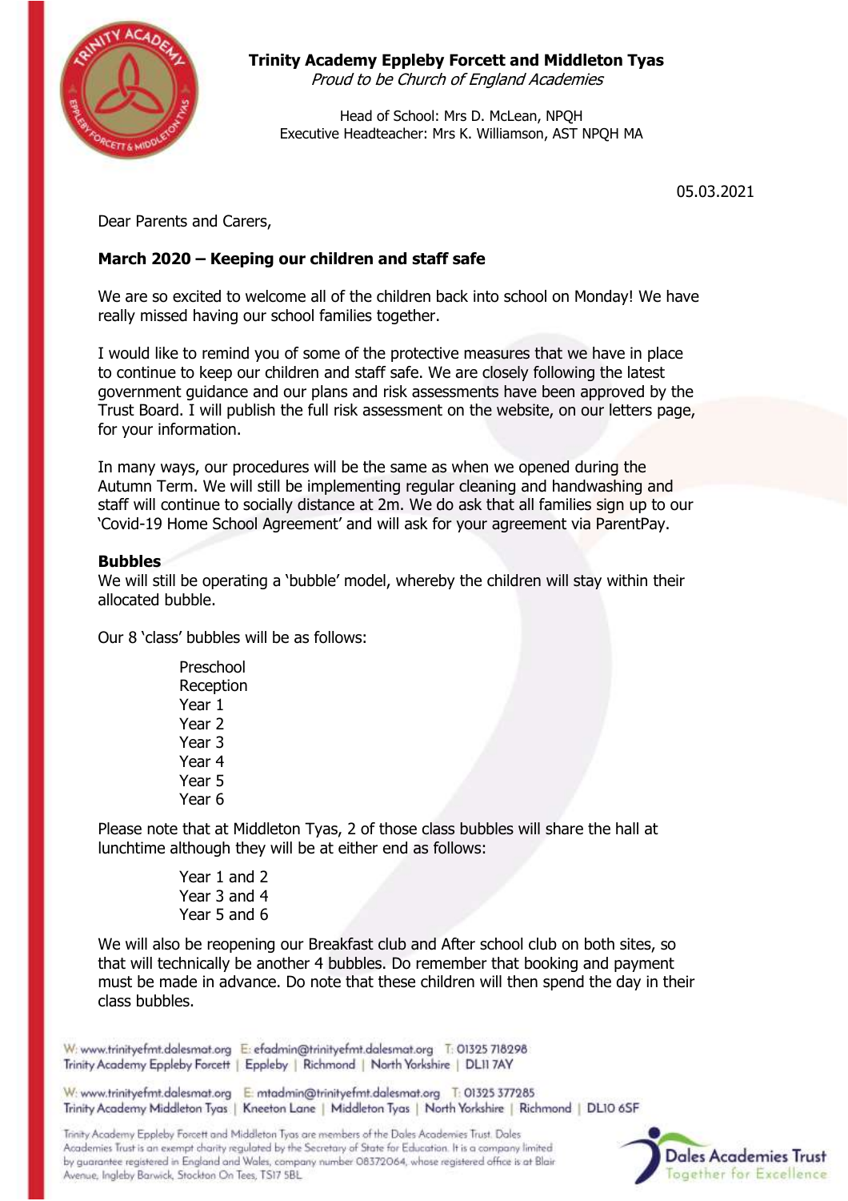**Trinity Academy Eppleby Forcett and Middleton Tyas**
*Proud to be Church of England Academies*

Head of School: Mrs D. McLean, NPQH
Executive Headteacher: Mrs K. Williamson, AST NPQH MA

05.03.2021

Dear Parents and Carers,

**March 2020 – Keeping our children and staff safe**

We are so excited to welcome all of the children back into school on Monday! We have really missed having our school families together.

I would like to remind you of some of the protective measures that we have in place to continue to keep our children and staff safe. We are closely following the latest government guidance and our plans and risk assessments have been approved by the Trust Board. I will publish the full risk assessment on the website, on our letters page, for your information.

In many ways, our procedures will be the same as when we opened during the Autumn Term. We will still be implementing regular cleaning and handwashing and staff will continue to socially distance at 2m. We do ask that all families sign up to our 'Covid-19 Home School Agreement' and will ask for your agreement via ParentPay.

**Bubbles**

We will still be operating a 'bubble' model, whereby the children will stay within their allocated bubble.

Our 8 'class' bubbles will be as follows:

- Preschool
- Reception
- Year 1
- Year 2
- Year 3
- Year 4
- Year 5
- Year 6

Please note that at Middleton Tyas, 2 of those class bubbles will share the hall at lunchtime although they will be at either end as follows:

- Year 1 and 2
- Year 3 and 4
- Year 5 and 6

We will also be reopening our Breakfast club and After school club on both sites, so that will technically be another 4 bubbles. Do remember that booking and payment must be made in advance. Do note that these children will then spend the day in their class bubbles.

W: www.trinityefmt.dalesmat.org | E: efadmin@trinityefmt.dalesmat.org | T: 01325 718298
Trinity Academy Eppleby Forcett | Eppleby | Richmond | North Yorkshire | DL11 7AY

W: www.trinityefmt.dalesmat.org | E: mtadmin@trinityefmt.dalesmat.org | T: 01325 377285
Trinity Academy Middleton Tyas | Kneeton Lane | Middleton Tyas | North Yorkshire | Richmond | DL10 6SF

Trinity Academy Eppleby Forcett and Middleton Tyas are members of the Dales Academies Trust. Dales Academies Trust is an exempt charity regulated by the Secretary of State for Education. It is a company limited by guarantee registered in England and Wales, company number 08372064, whose registered office is at Blair Avenue, Ingleby Barwick, Stockton On Tees, TS17 5BL.

Dales Academies Trust
Together for Excellence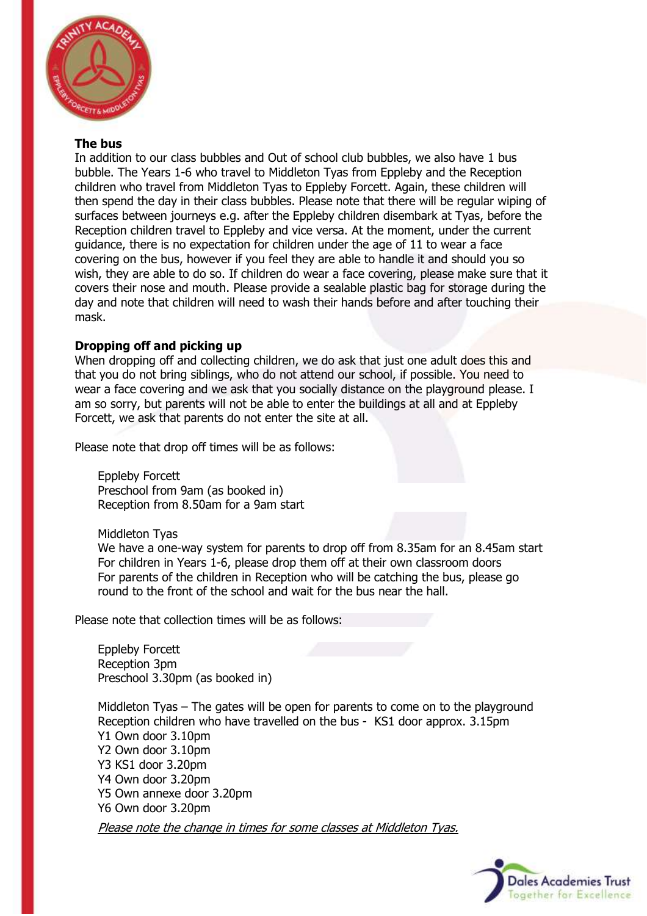## The bus

In addition to our class bubbles and Out of school club bubbles, we also have 1 bus bubble. The Years 1-6 who travel to Middleton Tyas from Eppleby and the Reception children who travel from Middleton Tyas to Eppleby Forcett. Again, these children will then spend the day in their class bubbles. Please note that there will be regular wiping of surfaces between journeys e.g. after the Eppleby children disembark at Tyas, before the Reception children travel to Eppleby and vice versa. At the moment, under the current guidance, there is no expectation for children under the age of 11 to wear a face covering on the bus, however if you feel they are able to handle it and should you so wish, they are able to do so. If children do wear a face covering, please make sure that it covers their nose and mouth. Please provide a sealable plastic bag for storage during the day and note that children will need to wash their hands before and after touching their mask.

## Dropping off and picking up

When dropping off and collecting children, we do ask that just one adult does this and that you do not bring siblings, who do not attend our school, if possible. You need to wear a face covering and we ask that you socially distance on the playground please. I am so sorry, but parents will not be able to enter the buildings at all and at Eppleby Forcett, we ask that parents do not enter the site at all.

Please note that drop off times will be as follows:

Eppleby Forcett
Preschool from 9am (as booked in)
Reception from 8.50am for a 9am start

Middleton Tyas
We have a one-way system for parents to drop off from 8.35am for an 8.45am start
For children in Years 1-6, please drop them off at their own classroom doors
For parents of the children in Reception who will be catching the bus, please go round to the front of the school and wait for the bus near the hall.

Please note that collection times will be as follows:

Eppleby Forcett
Reception 3pm
Preschool 3.30pm (as booked in)

Middleton Tyas – The gates will be open for parents to come on to the playground
Reception children who have travelled on the bus - KS1 door approx. 3.15pm
Y1 Own door 3.10pm
Y2 Own door 3.10pm
Y3 KS1 door 3.20pm
Y4 Own door 3.20pm
Y5 Own annexe door 3.20pm
Y6 Own door 3.20pm

*Please note the change in times for some classes at Middleton Tyas.*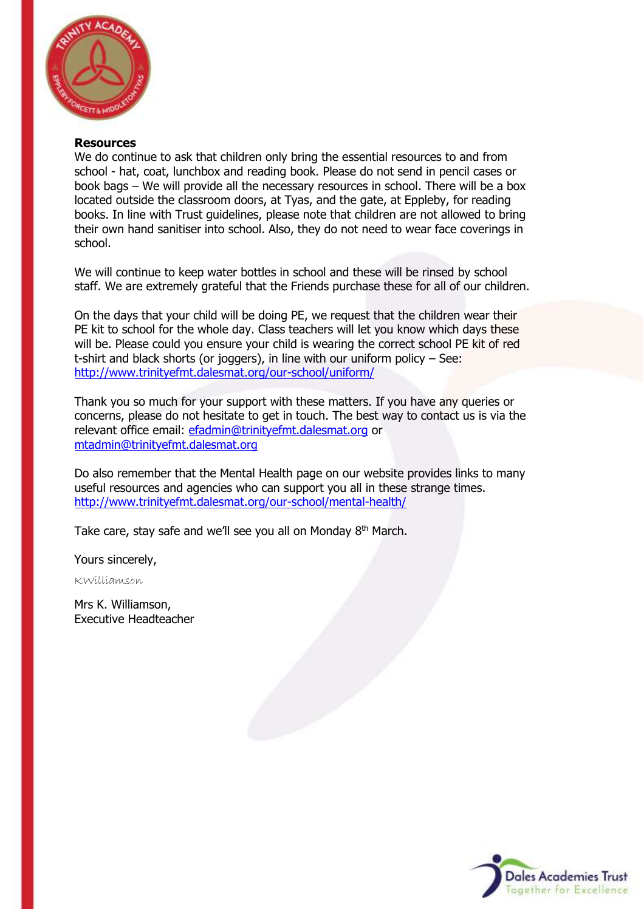**Resources**

We do continue to ask that children only bring the essential resources to and from school - hat, coat, lunchbox and reading book. Please do not send in pencil cases or book bags – We will provide all the necessary resources in school. There will be a box located outside the classroom doors, at Tyas, and the gate, at Eppleby, for reading books. In line with Trust guidelines, please note that children are not allowed to bring their own hand sanitiser into school. Also, they do not need to wear face coverings in school.

We will continue to keep water bottles in school and these will be rinsed by school staff. We are extremely grateful that the Friends purchase these for all of our children.

On the days that your child will be doing PE, we request that the children wear their PE kit to school for the whole day. Class teachers will let you know which days these will be. Please could you ensure your child is wearing the correct school PE kit of red t-shirt and black shorts (or joggers), in line with our uniform policy – See: http://www.trinityefmt.dalesmat.org/our-school/uniform/

Thank you so much for your support with these matters. If you have any queries or concerns, please do not hesitate to get in touch. The best way to contact us is via the relevant office email: efadmin@trinityefmt.dalesmat.org or mtadmin@trinityefmt.dalesmat.org

Do also remember that the Mental Health page on our website provides links to many useful resources and agencies who can support you all in these strange times. http://www.trinityefmt.dalesmat.org/our-school/mental-health/

Take care, stay safe and we'll see you all on Monday 8th March.

Yours sincerely,

KWilliamson

Mrs K. Williamson,
Executive Headteacher